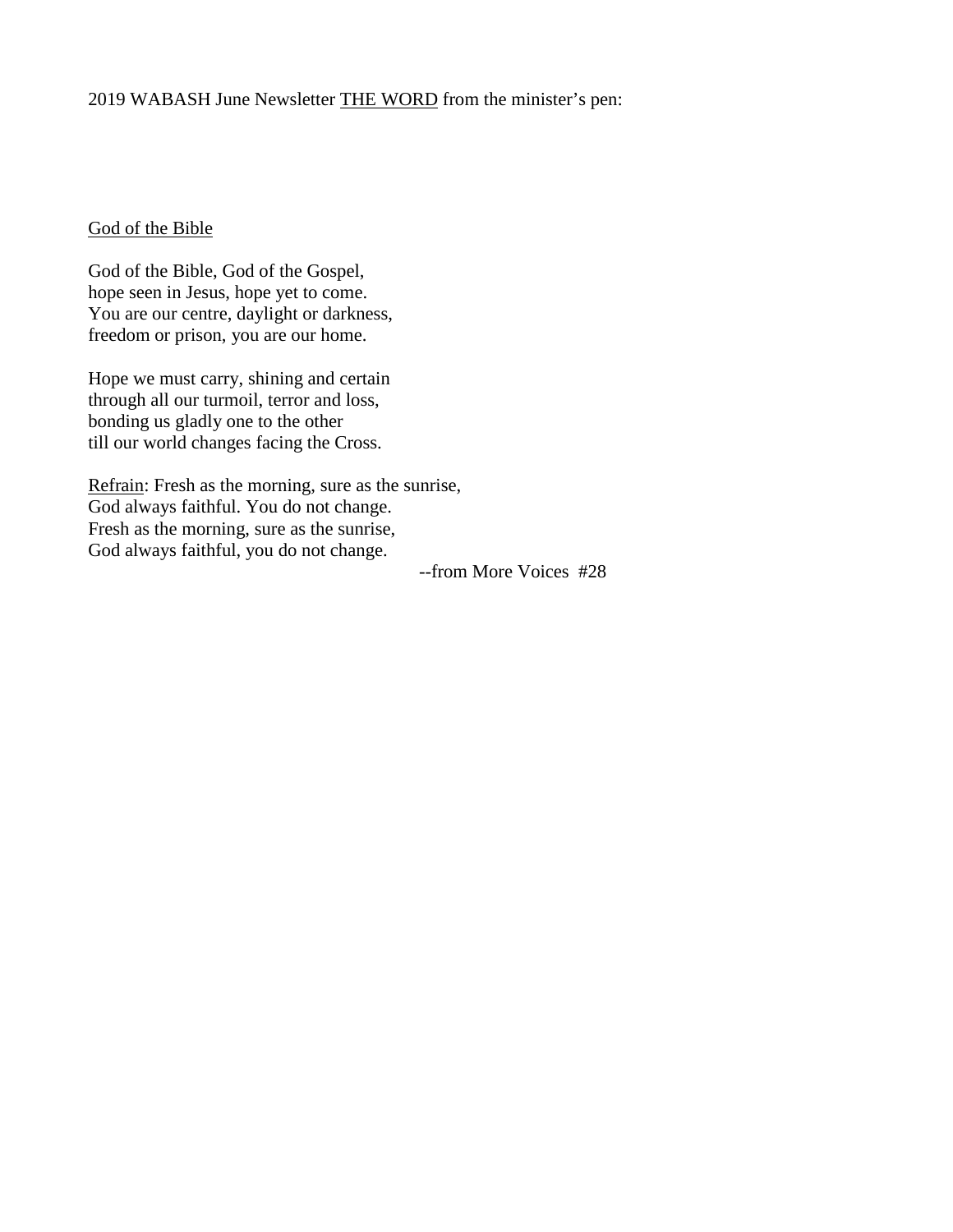2019 WABASH June Newsletter <u>THE WORD</u> from the minister's pen:

<u>God of the Bible</u>

God of the Bible, God of the Gospel,
hope seen in Jesus, hope yet to come.
You are our centre, daylight or darkness,
freedom or prison, you are our home.

Hope we must carry, shining and certain
through all our turmoil, terror and loss,
bonding us gladly one to the other
till our world changes facing the Cross.

<u>Refrain</u>: Fresh as the morning, sure as the sunrise,
God always faithful. You do not change.
Fresh as the morning, sure as the sunrise,
God always faithful, you do not change.

--from More Voices #28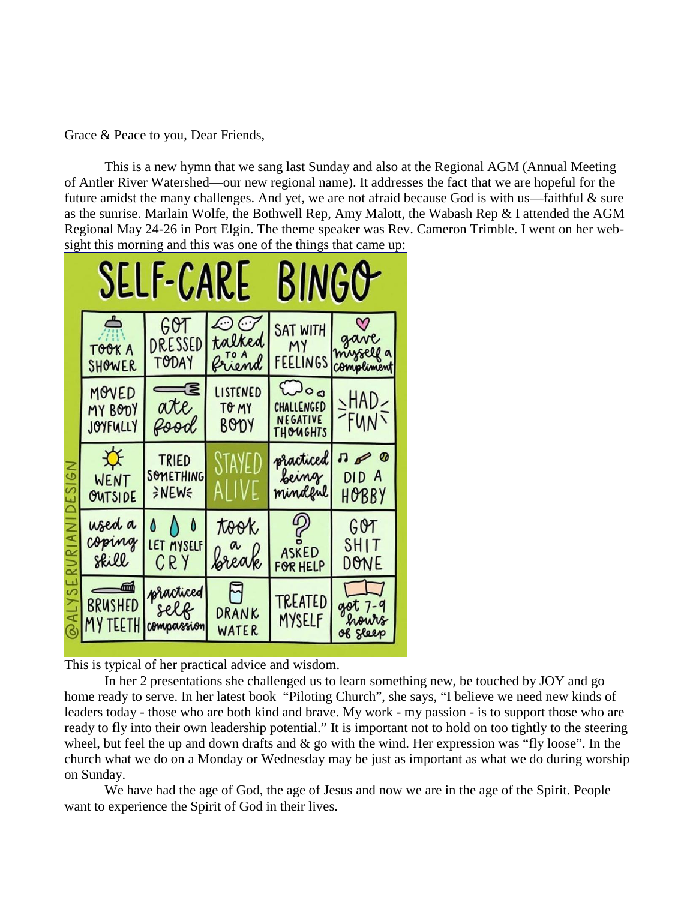Grace & Peace to you, Dear Friends,

This is a new hymn that we sang last Sunday and also at the Regional AGM (Annual Meeting of Antler River Watershed—our new regional name). It addresses the fact that we are hopeful for the future amidst the many challenges. And yet, we are not afraid because God is with us—faithful & sure as the sunrise. Marlain Wolfe, the Bothwell Rep, Amy Malott, the Wabash Rep & I attended the AGM Regional May 24-26 in Port Elgin. The theme speaker was Rev. Cameron Trimble. I went on her web-sight this morning and this was one of the things that came up:

**SELF-CARE BINGO**

| | | | | |
|---|---|---|---|---|
| TOOK A SHOWER | GOT DRESSED TODAY | talked TO A friend | SAT WITH MY FEELINGS | gave myself a compliment |
| MOVED MY BODY JOYFULLY | ate food | LISTENED TO MY BODY | CHALLENGED NEGATIVE THOUGHTS | HAD FUN |
| WENT OUTSIDE | TRIED SOMETHING NEW | STAYED ALIVE | practiced being mindful | DID A HOBBY |
| used a coping skill | LET MYSELF CRY | took a break | ASKED FOR HELP | GOT SHIT DONE |
| BRUSHED MY TEETH | practiced self compassion | DRANK WATER | TREATED MYSELF | got 7-9 hours of sleep |

@ALYSERURIANIDESIGN

This is typical of her practical advice and wisdom.

In her 2 presentations she challenged us to learn something new, be touched by JOY and go home ready to serve. In her latest book "Piloting Church", she says, "I believe we need new kinds of leaders today - those who are both kind and brave. My work - my passion - is to support those who are ready to fly into their own leadership potential." It is important not to hold on too tightly to the steering wheel, but feel the up and down drafts and & go with the wind. Her expression was "fly loose". In the church what we do on a Monday or Wednesday may be just as important as what we do during worship on Sunday.

We have had the age of God, the age of Jesus and now we are in the age of the Spirit. People want to experience the Spirit of God in their lives.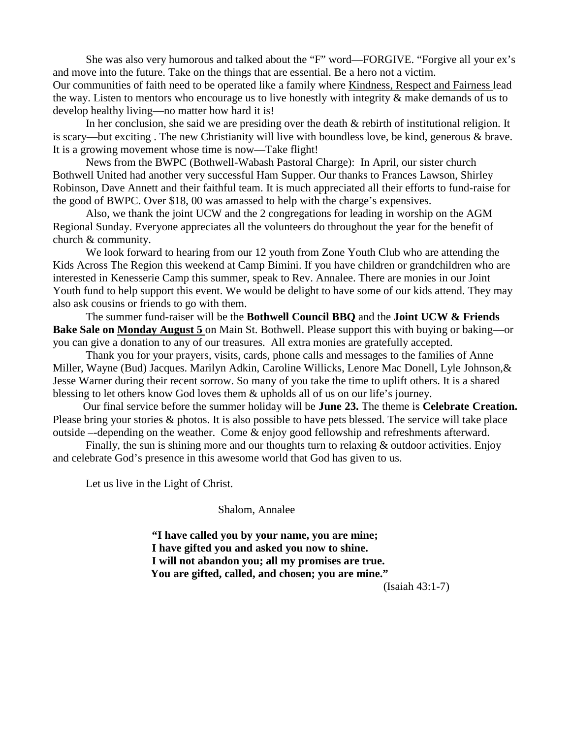She was also very humorous and talked about the "F" word—FORGIVE. "Forgive all your ex's and move into the future. Take on the things that are essential. Be a hero not a victim. Our communities of faith need to be operated like a family where Kindness, Respect and Fairness lead the way. Listen to mentors who encourage us to live honestly with integrity & make demands of us to develop healthy living—no matter how hard it is!

In her conclusion, she said we are presiding over the death & rebirth of institutional religion. It is scary—but exciting . The new Christianity will live with boundless love, be kind, generous & brave. It is a growing movement whose time is now—Take flight!

News from the BWPC (Bothwell-Wabash Pastoral Charge): In April, our sister church Bothwell United had another very successful Ham Supper. Our thanks to Frances Lawson, Shirley Robinson, Dave Annett and their faithful team. It is much appreciated all their efforts to fund-raise for the good of BWPC. Over $18, 00 was amassed to help with the charge's expensives.

Also, we thank the joint UCW and the 2 congregations for leading in worship on the AGM Regional Sunday. Everyone appreciates all the volunteers do throughout the year for the benefit of church & community.

We look forward to hearing from our 12 youth from Zone Youth Club who are attending the Kids Across The Region this weekend at Camp Bimini. If you have children or grandchildren who are interested in Kenesserie Camp this summer, speak to Rev. Annalee. There are monies in our Joint Youth fund to help support this event. We would be delight to have some of our kids attend. They may also ask cousins or friends to go with them.

The summer fund-raiser will be the **Bothwell Council BBQ** and the **Joint UCW & Friends Bake Sale on Monday August 5** on Main St. Bothwell. Please support this with buying or baking—or you can give a donation to any of our treasures. All extra monies are gratefully accepted.

Thank you for your prayers, visits, cards, phone calls and messages to the families of Anne Miller, Wayne (Bud) Jacques. Marilyn Adkin, Caroline Willicks, Lenore Mac Donell, Lyle Johnson,& Jesse Warner during their recent sorrow. So many of you take the time to uplift others. It is a shared blessing to let others know God loves them & upholds all of us on our life's journey.

Our final service before the summer holiday will be **June 23.** The theme is **Celebrate Creation.** Please bring your stories & photos. It is also possible to have pets blessed. The service will take place outside –-depending on the weather. Come & enjoy good fellowship and refreshments afterward.

Finally, the sun is shining more and our thoughts turn to relaxing & outdoor activities. Enjoy and celebrate God's presence in this awesome world that God has given to us.

Let us live in the Light of Christ.

Shalom, Annalee

**"I have called you by your name, you are mine;**
**I have gifted you and asked you now to shine.**
**I will not abandon you; all my promises are true.**
**You are gifted, called, and chosen; you are mine."**

(Isaiah 43:1-7)